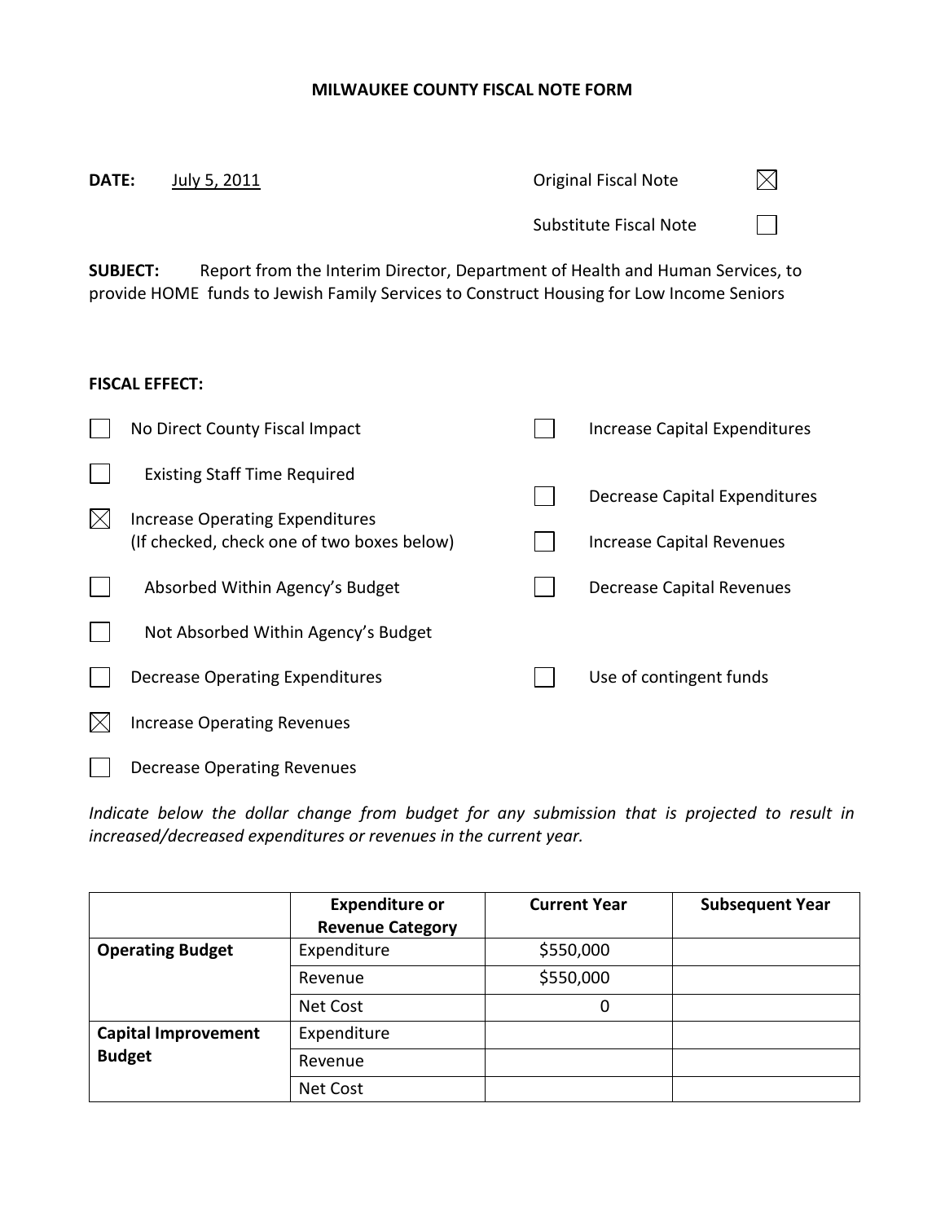# MILWAUKEE COUNTY FISCAL NOTE FORM

**DATE:** July 5, 2011

Original Fiscal Note ☒

Substitute Fiscal Note ☐

**SUBJECT:** Report from the Interim Director, Department of Health and Human Services, to provide HOME funds to Jewish Family Services to Construct Housing for Low Income Seniors

**FISCAL EFFECT:**

- ☐ No Direct County Fiscal Impact
- ☐ Existing Staff Time Required
- ☒ Increase Operating Expenditures (If checked, check one of two boxes below)
  - ☐ Absorbed Within Agency's Budget
  - ☐ Not Absorbed Within Agency's Budget
- ☐ Decrease Operating Expenditures
- ☒ Increase Operating Revenues
- ☐ Decrease Operating Revenues
- ☐ Increase Capital Expenditures
- ☐ Decrease Capital Expenditures
- ☐ Increase Capital Revenues
- ☐ Decrease Capital Revenues
- ☐ Use of contingent funds

*Indicate below the dollar change from budget for any submission that is projected to result in increased/decreased expenditures or revenues in the current year.*

| | Expenditure or Revenue Category | Current Year | Subsequent Year |
|---|---|---|---|
| **Operating Budget** | Expenditure | $550,000 | |
| | Revenue | $550,000 | |
| | Net Cost | 0 | |
| **Capital Improvement Budget** | Expenditure | | |
| | Revenue | | |
| | Net Cost | | |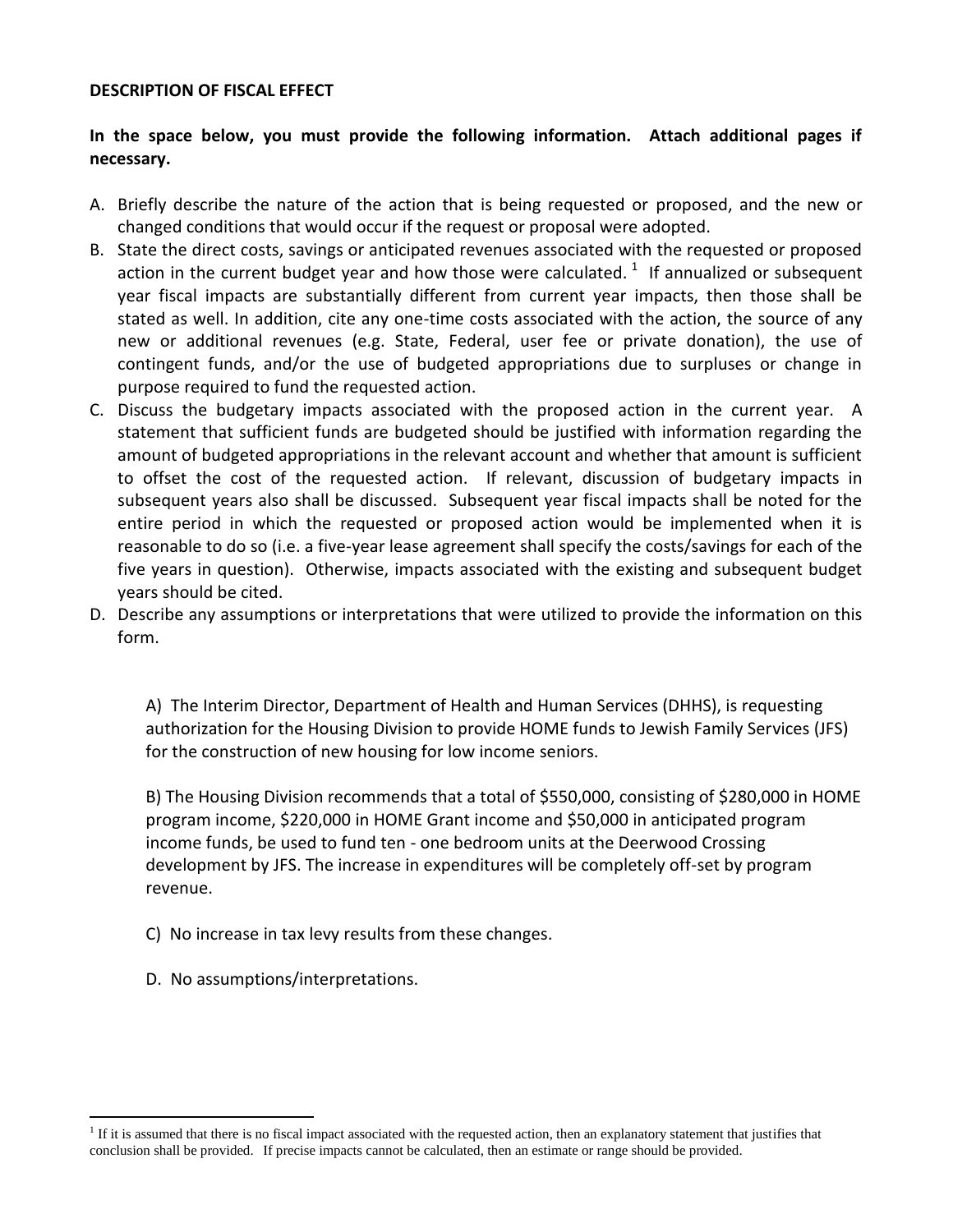**DESCRIPTION OF FISCAL EFFECT**

**In the space below, you must provide the following information. Attach additional pages if necessary.**

A. Briefly describe the nature of the action that is being requested or proposed, and the new or changed conditions that would occur if the request or proposal were adopted.
B. State the direct costs, savings or anticipated revenues associated with the requested or proposed action in the current budget year and how those were calculated. [1] If annualized or subsequent year fiscal impacts are substantially different from current year impacts, then those shall be stated as well. In addition, cite any one-time costs associated with the action, the source of any new or additional revenues (e.g. State, Federal, user fee or private donation), the use of contingent funds, and/or the use of budgeted appropriations due to surpluses or change in purpose required to fund the requested action.
C. Discuss the budgetary impacts associated with the proposed action in the current year. A statement that sufficient funds are budgeted should be justified with information regarding the amount of budgeted appropriations in the relevant account and whether that amount is sufficient to offset the cost of the requested action. If relevant, discussion of budgetary impacts in subsequent years also shall be discussed. Subsequent year fiscal impacts shall be noted for the entire period in which the requested or proposed action would be implemented when it is reasonable to do so (i.e. a five-year lease agreement shall specify the costs/savings for each of the five years in question). Otherwise, impacts associated with the existing and subsequent budget years should be cited.
D. Describe any assumptions or interpretations that were utilized to provide the information on this form.

A) The Interim Director, Department of Health and Human Services (DHHS), is requesting authorization for the Housing Division to provide HOME funds to Jewish Family Services (JFS) for the construction of new housing for low income seniors.

B) The Housing Division recommends that a total of $550,000, consisting of $280,000 in HOME program income, $220,000 in HOME Grant income and $50,000 in anticipated program income funds, be used to fund ten - one bedroom units at the Deerwood Crossing development by JFS. The increase in expenditures will be completely off-set by program revenue.

C) No increase in tax levy results from these changes.

D. No assumptions/interpretations.

[1] If it is assumed that there is no fiscal impact associated with the requested action, then an explanatory statement that justifies that conclusion shall be provided. If precise impacts cannot be calculated, then an estimate or range should be provided.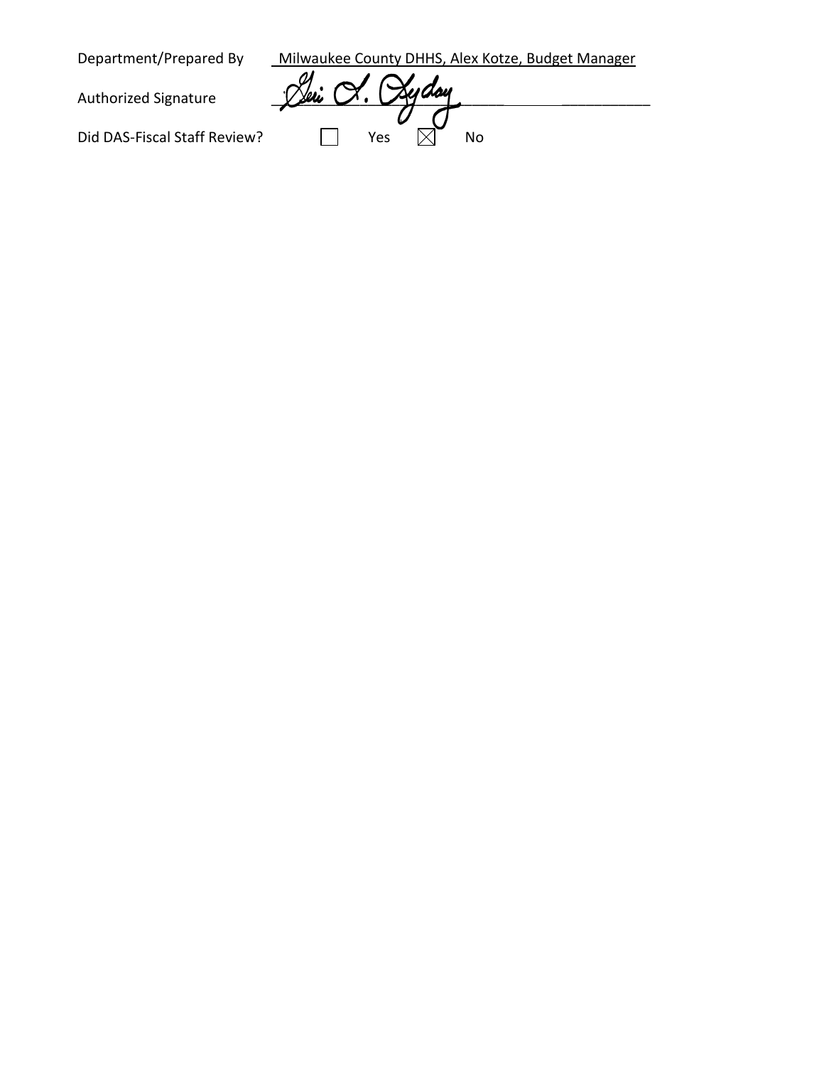Department/Prepared By Milwaukee County DHHS, Alex Kotze, Budget Manager

Authorized Signature Geri L. Lyday

Did DAS-Fiscal Staff Review? ☐ Yes ☒ No